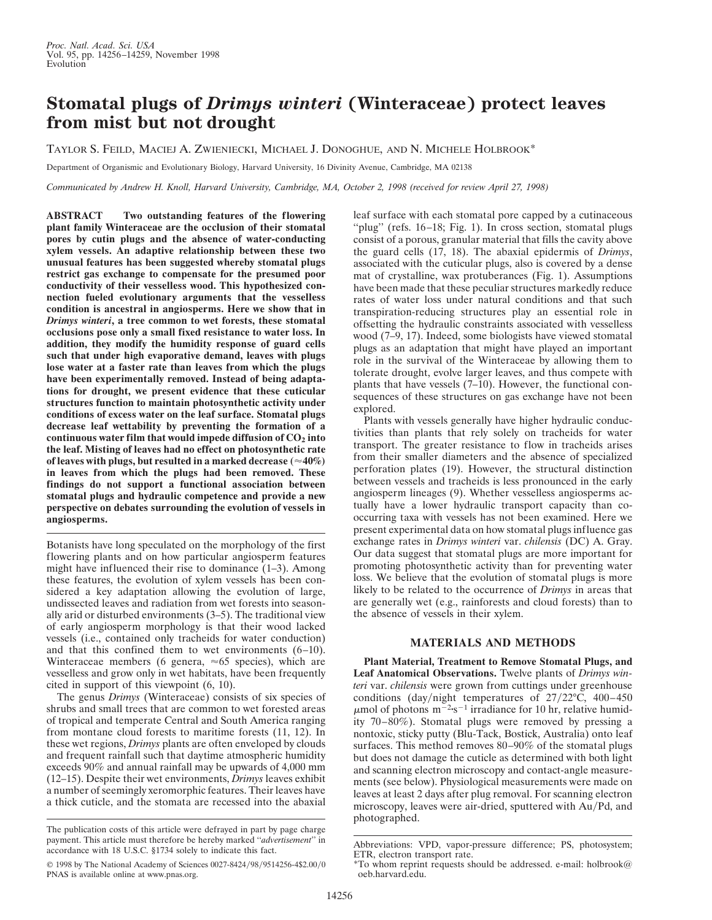# Stomatal plugs of *Drimys winteri* (Winteraceae) protect leaves from mist but not drought

Taylor S. Feild, Maciej A. Zwieniecki, Michael J. Donoghue, and N. Michele Holbrook*

Department of Organismic and Evolutionary Biology, Harvard University, 16 Divinity Avenue, Cambridge, MA 02138

*Communicated by Andrew H. Knoll, Harvard University, Cambridge, MA, October 2, 1998 (received for review April 27, 1998)*

**ABSTRACT** **Two outstanding features of the flowering plant family Winteraceae are the occlusion of their stomatal pores by cutin plugs and the absence of water-conducting xylem vessels. An adaptive relationship between these two unusual features has been suggested whereby stomatal plugs restrict gas exchange to compensate for the presumed poor conductivity of their vesselless wood. This hypothesized connection fueled evolutionary arguments that the vesselless condition is ancestral in angiosperms. Here we show that in *Drimys winteri*, a tree common to wet forests, these stomatal occlusions pose only a small fixed resistance to water loss. In addition, they modify the humidity response of guard cells such that under high evaporative demand, leaves with plugs lose water at a faster rate than leaves from which the plugs have been experimentally removed. Instead of being adaptations for drought, we present evidence that these cuticular structures function to maintain photosynthetic activity under conditions of excess water on the leaf surface. Stomatal plugs decrease leaf wettability by preventing the formation of a continuous water film that would impede diffusion of $CO_2$ into the leaf. Misting of leaves had no effect on photosynthetic rate of leaves with plugs, but resulted in a marked decrease (≈40%) in leaves from which the plugs had been removed. These findings do not support a functional association between stomatal plugs and hydraulic competence and provide a new perspective on debates surrounding the evolution of vessels in angiosperms.**

Botanists have long speculated on the morphology of the first flowering plants and on how particular angiosperm features might have influenced their rise to dominance (1–3). Among these features, the evolution of xylem vessels has been considered a key adaptation allowing the evolution of large, undissected leaves and radiation from wet forests into seasonally arid or disturbed environments (3–5). The traditional view of early angiosperm morphology is that their wood lacked vessels (i.e., contained only tracheids for water conduction) and that this confined them to wet environments (6–10). Winteraceae members (6 genera, ≈65 species), which are vesselless and grow only in wet habitats, have been frequently cited in support of this viewpoint (6, 10).

The genus *Drimys* (Winteraceae) consists of six species of shrubs and small trees that are common to wet forested areas of tropical and temperate Central and South America ranging from montane cloud forests to maritime forests (11, 12). In these wet regions, *Drimys* plants are often enveloped by clouds and frequent rainfall such that daytime atmospheric humidity exceeds 90% and annual rainfall may be upwards of 4,000 mm (12–15). Despite their wet environments, *Drimys* leaves exhibit a number of seemingly xeromorphic features. Their leaves have a thick cuticle, and the stomata are recessed into the abaxial leaf surface with each stomatal pore capped by a cutinaceous "plug" (refs. 16–18; Fig. 1). In cross section, stomatal plugs consist of a porous, granular material that fills the cavity above the guard cells (17, 18). The abaxial epidermis of *Drimys*, associated with the cuticular plugs, also is covered by a dense mat of crystalline, wax protuberances (Fig. 1). Assumptions have been made that these peculiar structures markedly reduce rates of water loss under natural conditions and that such transpiration-reducing structures play an essential role in offsetting the hydraulic constraints associated with vesselless wood (7–9, 17). Indeed, some biologists have viewed stomatal plugs as an adaptation that might have played an important role in the survival of the Winteraceae by allowing them to tolerate drought, evolve larger leaves, and thus compete with plants that have vessels (7–10). However, the functional consequences of these structures on gas exchange have not been explored.

Plants with vessels generally have higher hydraulic conductivities than plants that rely solely on tracheids for water transport. The greater resistance to flow in tracheids arises from their smaller diameters and the absence of specialized perforation plates (19). However, the structural distinction between vessels and tracheids is less pronounced in the early angiosperm lineages (9). Whether vesselless angiosperms actually have a lower hydraulic transport capacity than co-occurring taxa with vessels has not been examined. Here we present experimental data on how stomatal plugs influence gas exchange rates in *Drimys winteri* var. *chilensis* (DC) A. Gray. Our data suggest that stomatal plugs are more important for promoting photosynthetic activity than for preventing water loss. We believe that the evolution of stomatal plugs is more likely to be related to the occurrence of *Drimys* in areas that are generally wet (e.g., rainforests and cloud forests) than to the absence of vessels in their xylem.

## MATERIALS AND METHODS

**Plant Material, Treatment to Remove Stomatal Plugs, and Leaf Anatomical Observations.** Twelve plants of *Drimys winteri* var. *chilensis* were grown from cuttings under greenhouse conditions (day/night temperatures of 27/22°C, 400–450 μmol of photons $m^{-2} \cdot s^{-1}$ irradiance for 10 hr, relative humidity 70–80%). Stomatal plugs were removed by pressing a nontoxic, sticky putty (Blu-Tack, Bostick, Australia) onto leaf surfaces. This method removes 80–90% of the stomatal plugs but does not damage the cuticle as determined with both light and scanning electron microscopy and contact-angle measurements (see below). Physiological measurements were made on leaves at least 2 days after plug removal. For scanning electron microscopy, leaves were air-dried, sputtered with Au/Pd, and photographed.

The publication costs of this article were defrayed in part by page charge payment. This article must therefore be hereby marked "*advertisement*" in accordance with 18 U.S.C. §1734 solely to indicate this fact.

© 1998 by The National Academy of Sciences 0027-8424/98/9514256-4$2.00/0
PNAS is available online at www.pnas.org.

Abbreviations: VPD, vapor-pressure difference; PS, photosystem; ETR, electron transport rate.

*To whom reprint requests should be addressed. e-mail: holbrook@oeb.harvard.edu.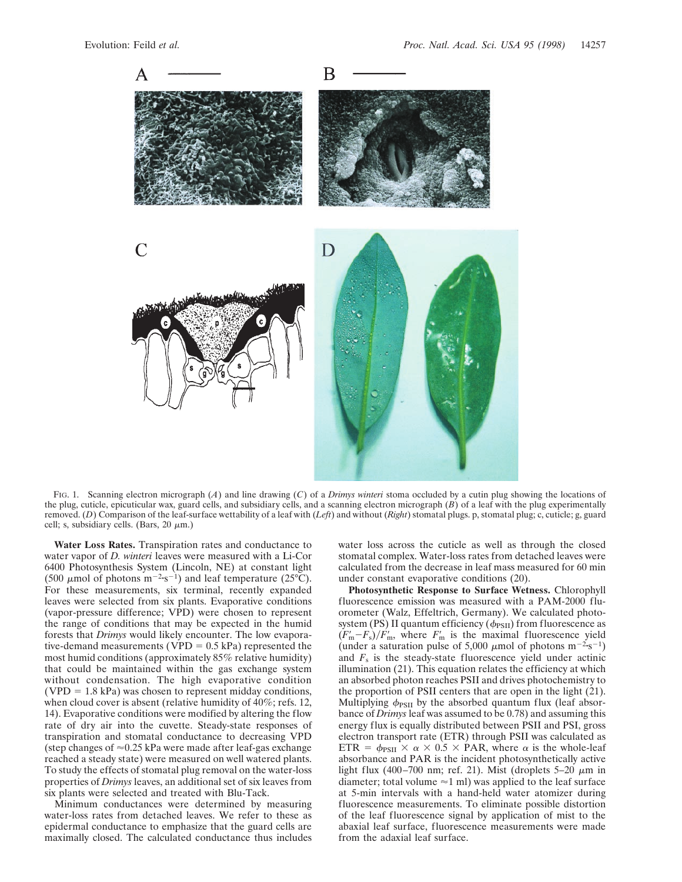FIG. 1. Scanning electron micrograph (*A*) and line drawing (*C*) of a *Drimys winteri* stoma occluded by a cutin plug showing the locations of the plug, cuticle, epicuticular wax, guard cells, and subsidiary cells, and a scanning electron micrograph (*B*) of a leaf with the plug experimentally removed. (*D*) Comparison of the leaf-surface wettability of a leaf with (*Left*) and without (*Right*) stomatal plugs. p, stomatal plug; c, cuticle; g, guard cell; s, subsidiary cells. (Bars, 20 μm.)

**Water Loss Rates.** Transpiration rates and conductance to water vapor of *D. winteri* leaves were measured with a Li-Cor 6400 Photosynthesis System (Lincoln, NE) at constant light (500 μmol of photons $m^{-2} \cdot s^{-1}$) and leaf temperature (25°C). For these measurements, six terminal, recently expanded leaves were selected from six plants. Evaporative conditions (vapor-pressure difference; VPD) were chosen to represent the range of conditions that may be expected in the humid forests that *Drimys* would likely encounter. The low evaporative-demand measurements (VPD = 0.5 kPa) represented the most humid conditions (approximately 85% relative humidity) that could be maintained within the gas exchange system without condensation. The high evaporative condition (VPD = 1.8 kPa) was chosen to represent midday conditions, when cloud cover is absent (relative humidity of 40%; refs. 12, 14). Evaporative conditions were modified by altering the flow rate of dry air into the cuvette. Steady-state responses of transpiration and stomatal conductance to decreasing VPD (step changes of ≈0.25 kPa were made after leaf-gas exchange reached a steady state) were measured on well watered plants. To study the effects of stomatal plug removal on the water-loss properties of *Drimys* leaves, an additional set of six leaves from six plants were selected and treated with Blu-Tack.

Minimum conductances were determined by measuring water-loss rates from detached leaves. We refer to these as epidermal conductance to emphasize that the guard cells are maximally closed. The calculated conductance thus includes water loss across the cuticle as well as through the closed stomatal complex. Water-loss rates from detached leaves were calculated from the decrease in leaf mass measured for 60 min under constant evaporative conditions (20).

**Photosynthetic Response to Surface Wetness.** Chlorophyll fluorescence emission was measured with a PAM-2000 fluorometer (Walz, Effeltrich, Germany). We calculated photosystem (PS) II quantum efficiency ($\phi_{PSII}$) from fluorescence as $(F'_m - F_s)/F'_m$, where $F'_m$ is the maximal fluorescence yield (under a saturation pulse of 5,000 μmol of photons $m^{-2} \cdot s^{-1}$) and $F_s$ is the steady-state fluorescence yield under actinic illumination (21). This equation relates the efficiency at which an absorbed photon reaches PSII and drives photochemistry to the proportion of PSII centers that are open in the light (21). Multiplying $\phi_{PSII}$ by the absorbed quantum flux (leaf absorbance of *Drimys* leaf was assumed to be 0.78) and assuming this energy flux is equally distributed between PSII and PSI, gross electron transport rate (ETR) through PSII was calculated as $\text{ETR} = \phi_{PSII} \times \alpha \times 0.5 \times \text{PAR}$, where $\alpha$ is the whole-leaf absorbance and PAR is the incident photosynthetically active light flux (400–700 nm; ref. 21). Mist (droplets 5–20 μm in diameter; total volume ≈1 ml) was applied to the leaf surface at 5-min intervals with a hand-held water atomizer during fluorescence measurements. To eliminate possible distortion of the leaf fluorescence signal by application of mist to the abaxial leaf surface, fluorescence measurements were made from the adaxial leaf surface.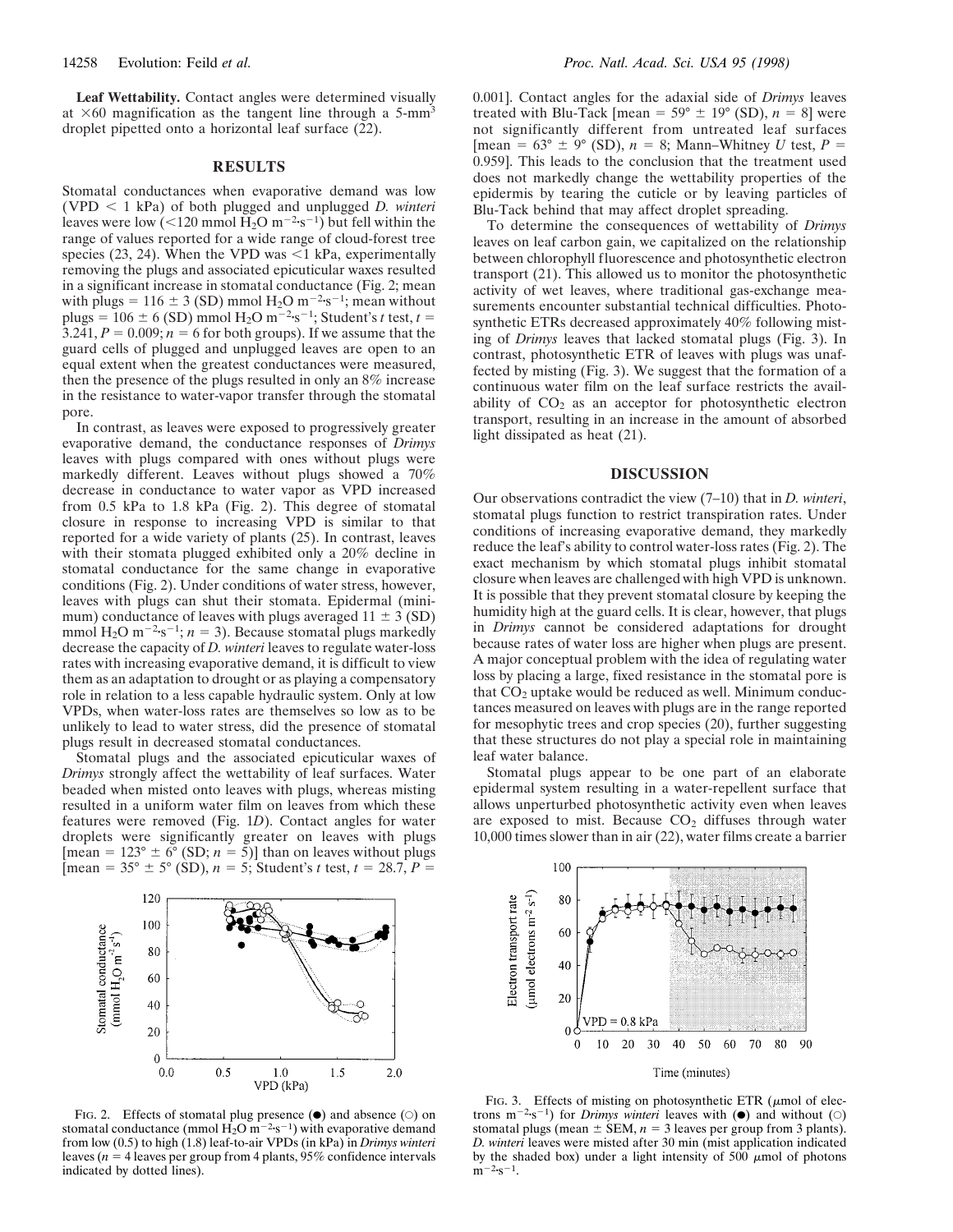**Leaf Wettability.** Contact angles were determined visually at $\times 60$ magnification as the tangent line through a 5-mm$^3$ droplet pipetted onto a horizontal leaf surface (22).

## RESULTS

Stomatal conductances when evaporative demand was low (VPD $< 1$ kPa) of both plugged and unplugged *D. winteri* leaves were low ($<120$ mmol $H_2O$ $m^{-2} \cdot s^{-1}$) but fell within the range of values reported for a wide range of cloud-forest tree species (23, 24). When the VPD was $<1$ kPa, experimentally removing the plugs and associated epicuticular waxes resulted in a significant increase in stomatal conductance (Fig. 2; mean with plugs = $116 \pm 3$ (SD) mmol $H_2O$ $m^{-2} \cdot s^{-1}$; mean without plugs = $106 \pm 6$ (SD) mmol $H_2O$ $m^{-2} \cdot s^{-1}$; Student's *t* test, $t = 3.241$, $P = 0.009$; $n = 6$ for both groups). If we assume that the guard cells of plugged and unplugged leaves are open to an equal extent when the greatest conductances were measured, then the presence of the plugs resulted in only an 8% increase in the resistance to water-vapor transfer through the stomatal pore.

In contrast, as leaves were exposed to progressively greater evaporative demand, the conductance responses of *Drimys* leaves with plugs compared with ones without plugs were markedly different. Leaves without plugs showed a 70% decrease in conductance to water vapor as VPD increased from 0.5 kPa to 1.8 kPa (Fig. 2). This degree of stomatal closure in response to increasing VPD is similar to that reported for a wide variety of plants (25). In contrast, leaves with their stomata plugged exhibited only a 20% decline in stomatal conductance for the same change in evaporative conditions (Fig. 2). Under conditions of water stress, however, leaves with plugs can shut their stomata. Epidermal (minimum) conductance of leaves with plugs averaged $11 \pm 3$ (SD) mmol $H_2O$ $m^{-2} \cdot s^{-1}$; $n = 3$). Because stomatal plugs markedly decrease the capacity of *D. winteri* leaves to regulate water-loss rates with increasing evaporative demand, it is difficult to view them as an adaptation to drought or as playing a compensatory role in relation to a less capable hydraulic system. Only at low VPDs, when water-loss rates are themselves so low as to be unlikely to lead to water stress, did the presence of stomatal plugs result in decreased stomatal conductances.

Stomatal plugs and the associated epicuticular waxes of *Drimys* strongly affect the wettability of leaf surfaces. Water beaded when misted onto leaves with plugs, whereas misting resulted in a uniform water film on leaves from which these features were removed (Fig. 1*D*). Contact angles for water droplets were significantly greater on leaves with plugs [mean = $123° \pm 6°$ (SD; $n = 5$)] than on leaves without plugs [mean = $35° \pm 5°$ (SD), $n = 5$; Student's *t* test, $t = 28.7$, $P = 0.001$]. Contact angles for the adaxial side of *Drimys* leaves treated with Blu-Tack [mean = $59° \pm 19°$ (SD), $n = 8$] were not significantly different from untreated leaf surfaces [mean = $63° \pm 9°$ (SD), $n = 8$; Mann–Whitney *U* test, $P = 0.959$]. This leads to the conclusion that the treatment used does not markedly change the wettability properties of the epidermis by tearing the cuticle or by leaving particles of Blu-Tack behind that may affect droplet spreading.

To determine the consequences of wettability of *Drimys* leaves on leaf carbon gain, we capitalized on the relationship between chlorophyll fluorescence and photosynthetic electron transport (21). This allowed us to monitor the photosynthetic activity of wet leaves, where traditional gas-exchange measurements encounter substantial technical difficulties. Photosynthetic ETRs decreased approximately 40% following misting of *Drimys* leaves that lacked stomatal plugs (Fig. 3). In contrast, photosynthetic ETR of leaves with plugs was unaffected by misting (Fig. 3). We suggest that the formation of a continuous water film on the leaf surface restricts the availability of $CO_2$ as an acceptor for photosynthetic electron transport, resulting in an increase in the amount of absorbed light dissipated as heat (21).

FIG. 2. Effects of stomatal plug presence (●) and absence (○) on stomatal conductance (mmol $H_2O$ $m^{-2} \cdot s^{-1}$) with evaporative demand from low (0.5) to high (1.8) leaf-to-air VPDs (in kPa) in *Drimys winteri* leaves ($n = 4$ leaves per group from 4 plants, 95% confidence intervals indicated by dotted lines).

## DISCUSSION

Our observations contradict the view (7–10) that in *D. winteri*, stomatal plugs function to restrict transpiration rates. Under conditions of increasing evaporative demand, they markedly reduce the leaf's ability to control water-loss rates (Fig. 2). The exact mechanism by which stomatal plugs inhibit stomatal closure when leaves are challenged with high VPD is unknown. It is possible that they prevent stomatal closure by keeping the humidity high at the guard cells. It is clear, however, that plugs in *Drimys* cannot be considered adaptations for drought because rates of water loss are higher when plugs are present. A major conceptual problem with the idea of regulating water loss by placing a large, fixed resistance in the stomatal pore is that $CO_2$ uptake would be reduced as well. Minimum conductances measured on leaves with plugs are in the range reported for mesophytic trees and crop species (20), further suggesting that these structures do not play a special role in maintaining leaf water balance.

Stomatal plugs appear to be one part of an elaborate epidermal system resulting in a water-repellent surface that allows unperturbed photosynthetic activity even when leaves are exposed to mist. Because $CO_2$ diffuses through water 10,000 times slower than in air (22), water films create a barrier

FIG. 3. Effects of misting on photosynthetic ETR ($\mu$mol of electrons $m^{-2} \cdot s^{-1}$) for *Drimys winteri* leaves with (●) and without (○) stomatal plugs (mean $\pm$ SEM, $n = 3$ leaves per group from 3 plants). *D. winteri* leaves were misted after 30 min (mist application indicated by the shaded box) under a light intensity of 500 $\mu$mol of photons $m^{-2} \cdot s^{-1}$.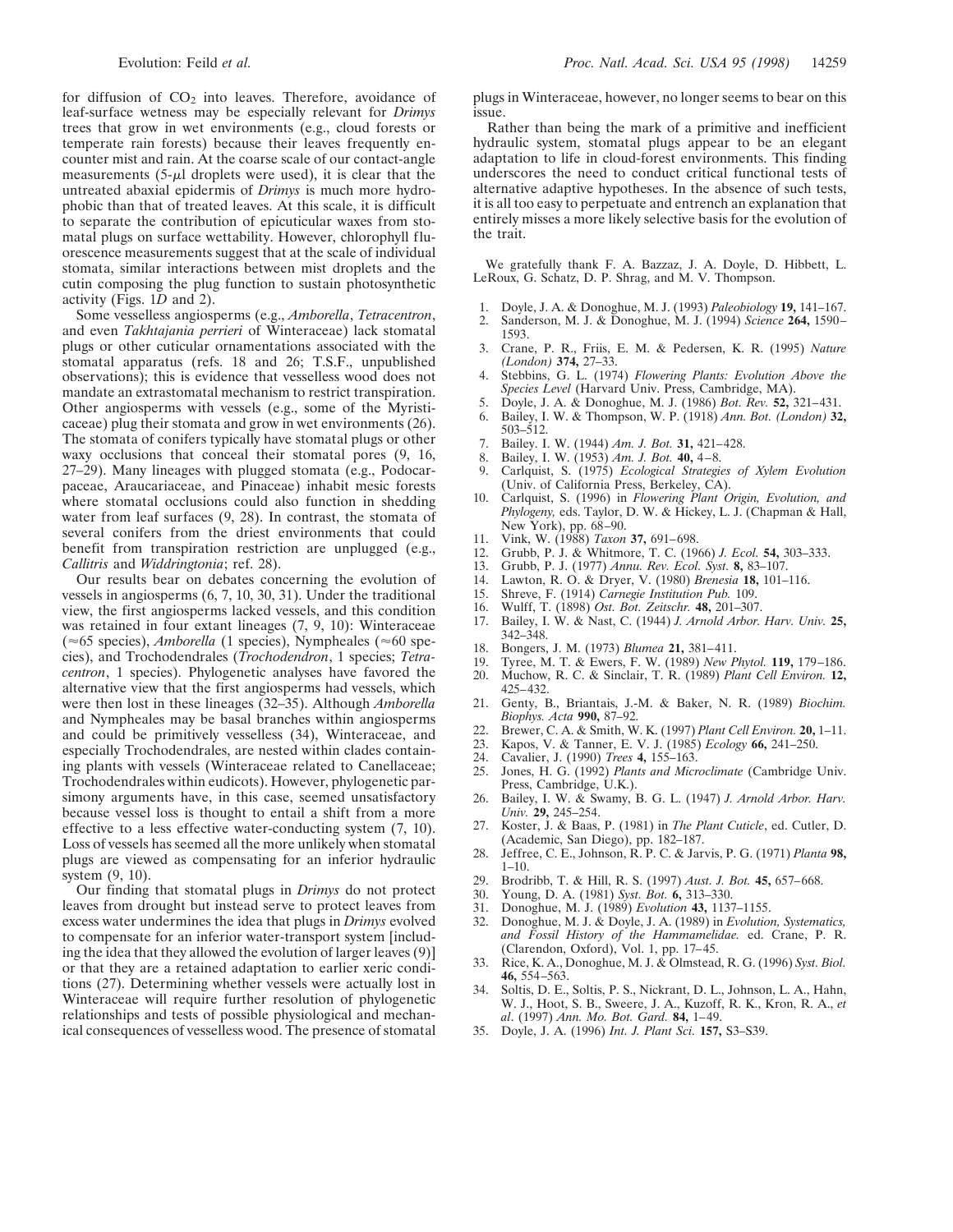for diffusion of $CO_2$ into leaves. Therefore, avoidance of leaf-surface wetness may be especially relevant for *Drimys* trees that grow in wet environments (e.g., cloud forests or temperate rain forests) because their leaves frequently encounter mist and rain. At the coarse scale of our contact-angle measurements (5-$\mu$l droplets were used), it is clear that the untreated abaxial epidermis of *Drimys* is much more hydrophobic than that of treated leaves. At this scale, it is difficult to separate the contribution of epicuticular waxes from stomatal plugs on surface wettability. However, chlorophyll fluorescence measurements suggest that at the scale of individual stomata, similar interactions between mist droplets and the cutin composing the plug function to sustain photosynthetic activity (Figs. 1*D* and 2).

Some vesselless angiosperms (e.g., *Amborella*, *Tetracentron*, and even *Takhtajania perrieri* of Winteraceae) lack stomatal plugs or other cuticular ornamentations associated with the stomatal apparatus (refs. 18 and 26; T.S.F., unpublished observations); this is evidence that vesselless wood does not mandate an extrastomatal mechanism to restrict transpiration. Other angiosperms with vessels (e.g., some of the Myristicaceae) plug their stomata and grow in wet environments (26). The stomata of conifers typically have stomatal plugs or other waxy occlusions that conceal their stomatal pores (9, 16, 27–29). Many lineages with plugged stomata (e.g., Podocarpaceae, Araucariaceae, and Pinaceae) inhabit mesic forests where stomatal occlusions could also function in shedding water from leaf surfaces (9, 28). In contrast, the stomata of several conifers from the driest environments that could benefit from transpiration restriction are unplugged (e.g., *Callitris* and *Widdringtonia*; ref. 28).

Our results bear on debates concerning the evolution of vessels in angiosperms (6, 7, 10, 30, 31). Under the traditional view, the first angiosperms lacked vessels, and this condition was retained in four extant lineages (7, 9, 10): Winteraceae (≈65 species), *Amborella* (1 species), Nympheales (≈60 species), and Trochodendrales (*Trochodendron*, 1 species; *Tetracentron*, 1 species). Phylogenetic analyses have favored the alternative view that the first angiosperms had vessels, which were then lost in these lineages (32–35). Although *Amborella* and Nympheales may be basal branches within angiosperms and could be primitively vesselless (34), Winteraceae, and especially Trochodendrales, are nested within clades containing plants with vessels (Winteraceae related to Canellaceae; Trochodendrales within eudicots). However, phylogenetic parsimony arguments have, in this case, seemed unsatisfactory because vessel loss is thought to entail a shift from a more effective to a less effective water-conducting system (7, 10). Loss of vessels has seemed all the more unlikely when stomatal plugs are viewed as compensating for an inferior hydraulic system (9, 10).

Our finding that stomatal plugs in *Drimys* do not protect leaves from drought but instead serve to protect leaves from excess water undermines the idea that plugs in *Drimys* evolved to compensate for an inferior water-transport system [including the idea that they allowed the evolution of larger leaves (9)] or that they are a retained adaptation to earlier xeric conditions (27). Determining whether vessels were actually lost in Winteraceae will require further resolution of phylogenetic relationships and tests of possible physiological and mechanical consequences of vesselless wood. The presence of stomatal plugs in Winteraceae, however, no longer seems to bear on this issue.

Rather than being the mark of a primitive and inefficient hydraulic system, stomatal plugs appear to be an elegant adaptation to life in cloud-forest environments. This finding underscores the need to conduct critical functional tests of alternative adaptive hypotheses. In the absence of such tests, it is all too easy to perpetuate and entrench an explanation that entirely misses a more likely selective basis for the evolution of the trait.

We gratefully thank F. A. Bazzaz, J. A. Doyle, D. Hibbett, L. LeRoux, G. Schatz, D. P. Shrag, and M. V. Thompson.

1. Doyle, J. A. & Donoghue, M. J. (1993) *Paleobiology* **19,** 141–167.
2. Sanderson, M. J. & Donoghue, M. J. (1994) *Science* **264,** 1590–1593.
3. Crane, P. R., Friis, E. M. & Pedersen, K. R. (1995) *Nature (London)* **374,** 27–33.
4. Stebbins, G. L. (1974) *Flowering Plants: Evolution Above the Species Level* (Harvard Univ. Press, Cambridge, MA).
5. Doyle, J. A. & Donoghue, M. J. (1986) *Bot. Rev.* **52,** 321–431.
6. Bailey, I. W. & Thompson, W. P. (1918) *Ann. Bot. (London)* **32,** 503–512.
7. Bailey. I. W. (1944) *Am. J. Bot.* **31,** 421–428.
8. Bailey, I. W. (1953) *Am. J. Bot.* **40,** 4–8.
9. Carlquist, S. (1975) *Ecological Strategies of Xylem Evolution* (Univ. of California Press, Berkeley, CA).
10. Carlquist, S. (1996) in *Flowering Plant Origin, Evolution, and Phylogeny,* eds. Taylor, D. W. & Hickey, L. J. (Chapman & Hall, New York), pp. 68–90.
11. Vink, W. (1988) *Taxon* **37,** 691–698.
12. Grubb, P. J. & Whitmore, T. C. (1966) *J. Ecol.* **54,** 303–333.
13. Grubb, P. J. (1977) *Annu. Rev. Ecol. Syst.* **8,** 83–107.
14. Lawton, R. O. & Dryer, V. (1980) *Brenesia* **18,** 101–116.
15. Shreve, F. (1914) *Carnegie Institution Pub.* 109.
16. Wulff, T. (1898) *Ost. Bot. Zeitschr.* **48,** 201–307.
17. Bailey, I. W. & Nast, C. (1944) *J. Arnold Arbor. Harv. Univ.* **25,** 342–348.
18. Bongers, J. M. (1973) *Blumea* **21,** 381–411.
19. Tyree, M. T. & Ewers, F. W. (1989) *New Phytol.* **119,** 179–186.
20. Muchow, R. C. & Sinclair, T. R. (1989) *Plant Cell Environ.* **12,** 425–432.
21. Genty, B., Briantais, J.-M. & Baker, N. R. (1989) *Biochim. Biophys. Acta* **990,** 87–92.
22. Brewer, C. A. & Smith, W. K. (1997) *Plant Cell Environ.* **20,** 1–11.
23. Kapos, V. & Tanner, E. V. J. (1985) *Ecology* **66,** 241–250.
24. Cavalier, J. (1990) *Trees* **4,** 155–163.
25. Jones, H. G. (1992) *Plants and Microclimate* (Cambridge Univ. Press, Cambridge, U.K.).
26. Bailey, I. W. & Swamy, B. G. L. (1947) *J. Arnold Arbor. Harv. Univ.* **29,** 245–254.
27. Koster, J. & Baas, P. (1981) in *The Plant Cuticle*, ed. Cutler, D. (Academic, San Diego), pp. 182–187.
28. Jeffree, C. E., Johnson, R. P. C. & Jarvis, P. G. (1971) *Planta* **98,** 1–10.
29. Brodribb, T. & Hill, R. S. (1997) *Aust. J. Bot.* **45,** 657–668.
30. Young, D. A. (1981) *Syst. Bot.* **6,** 313–330.
31. Donoghue, M. J. (1989) *Evolution* **43,** 1137–1155.
32. Donoghue, M. J. & Doyle, J. A. (1989) in *Evolution, Systematics, and Fossil History of the Hammamelidae.* ed. Crane, P. R. (Clarendon, Oxford), Vol. 1, pp. 17–45.
33. Rice, K. A., Donoghue, M. J. & Olmstead, R. G. (1996) *Syst. Biol.* **46,** 554–563.
34. Soltis, D. E., Soltis, P. S., Nickrant, D. L., Johnson, L. A., Hahn, W. J., Hoot, S. B., Sweere, J. A., Kuzoff, R. K., Kron, R. A., *et al*. (1997) *Ann. Mo. Bot. Gard.* **84,** 1–49.
35. Doyle, J. A. (1996) *Int. J. Plant Sci.* **157,** S3–S39.